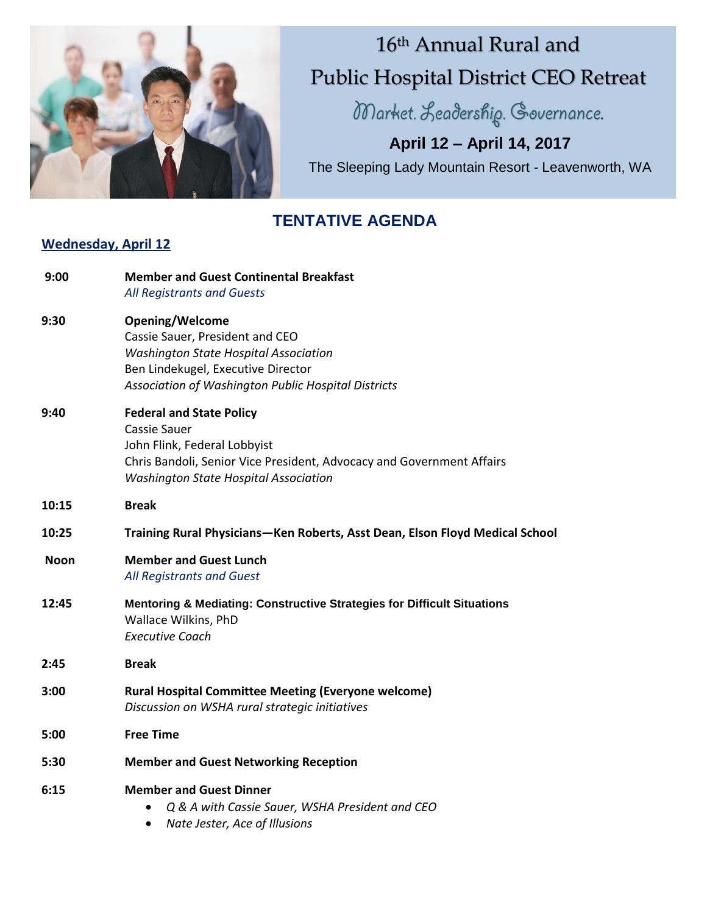# 16th Annual Rural and Public Hospital District CEO Retreat

*Market. Leadership. Governance.*

**April 12 – April 14, 2017**

The Sleeping Lady Mountain Resort - Leavenworth, WA

## TENTATIVE AGENDA

### Wednesday, April 12

| | |
|---|---|
| **9:00** | **Member and Guest Continental Breakfast**<br>*All Registrants and Guests* |
| **9:30** | **Opening/Welcome**<br>Cassie Sauer, President and CEO<br>*Washington State Hospital Association*<br>Ben Lindekugel, Executive Director<br>*Association of Washington Public Hospital Districts* |
| **9:40** | **Federal and State Policy**<br>Cassie Sauer<br>John Flink, Federal Lobbyist<br>Chris Bandoli, Senior Vice President, Advocacy and Government Affairs<br>*Washington State Hospital Association* |
| **10:15** | **Break** |
| **10:25** | **Training Rural Physicians—Ken Roberts, Asst Dean, Elson Floyd Medical School** |
| **Noon** | **Member and Guest Lunch**<br>*All Registrants and Guest* |
| **12:45** | **Mentoring & Mediating: Constructive Strategies for Difficult Situations**<br>Wallace Wilkins, PhD<br>*Executive Coach* |
| **2:45** | **Break** |
| **3:00** | **Rural Hospital Committee Meeting (Everyone welcome)**<br>*Discussion on WSHA rural strategic initiatives* |
| **5:00** | **Free Time** |
| **5:30** | **Member and Guest Networking Reception** |
| **6:15** | **Member and Guest Dinner**<br>• *Q & A with Cassie Sauer, WSHA President and CEO*<br>• *Nate Jester, Ace of Illusions* |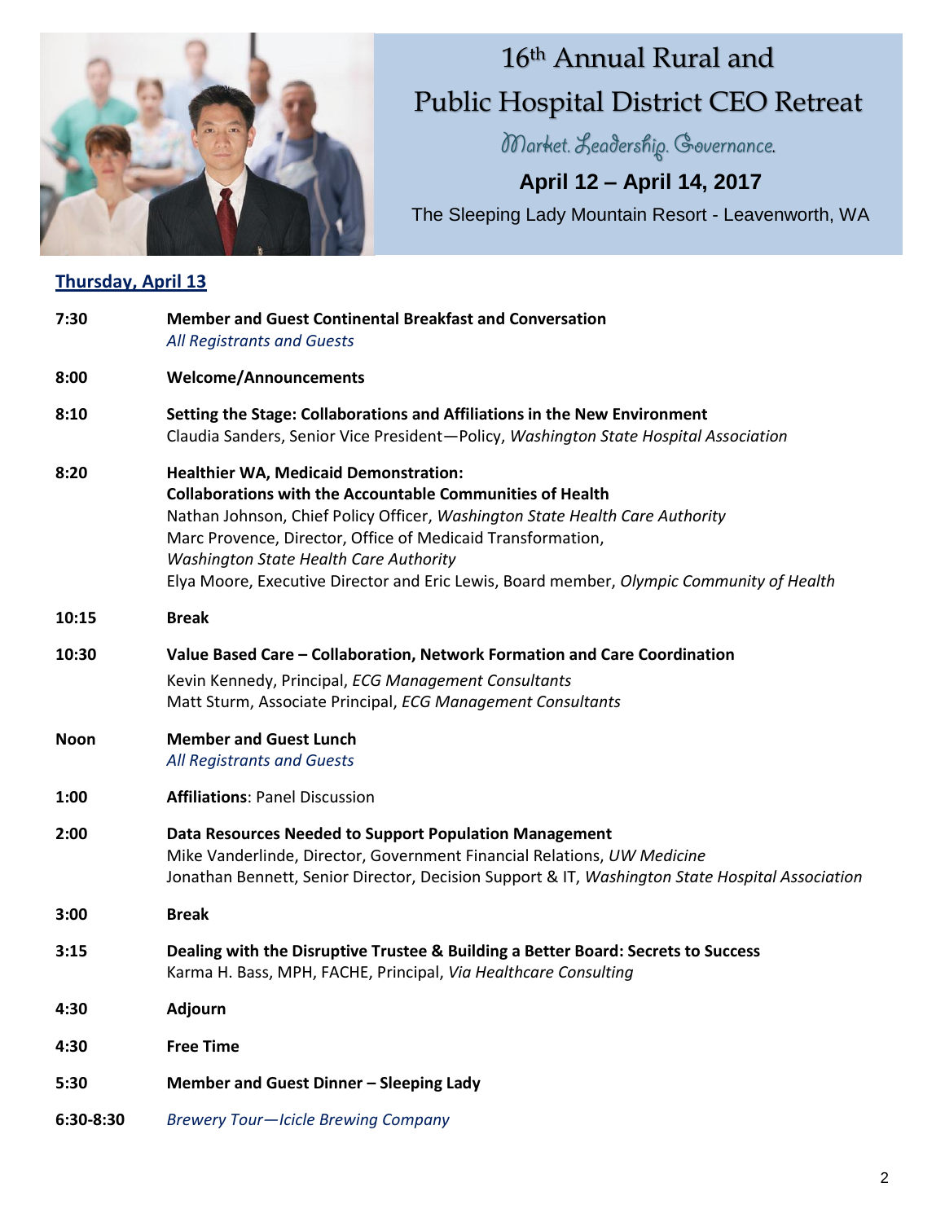# 16th Annual Rural and Public Hospital District CEO Retreat

*Market. Leadership. Governance.*

**April 12 – April 14, 2017**

The Sleeping Lady Mountain Resort - Leavenworth, WA

## Thursday, April 13

**7:30** — **Member and Guest Continental Breakfast and Conversation**
*All Registrants and Guests*

**8:00** — **Welcome/Announcements**

**8:10** — **Setting the Stage: Collaborations and Affiliations in the New Environment**
Claudia Sanders, Senior Vice President—Policy, *Washington State Hospital Association*

**8:20** — **Healthier WA, Medicaid Demonstration:**
**Collaborations with the Accountable Communities of Health**
Nathan Johnson, Chief Policy Officer, *Washington State Health Care Authority*
Marc Provence, Director, Office of Medicaid Transformation,
*Washington State Health Care Authority*
Elya Moore, Executive Director and Eric Lewis, Board member, *Olympic Community of Health*

**10:15** — **Break**

**10:30** — **Value Based Care – Collaboration, Network Formation and Care Coordination**
Kevin Kennedy, Principal, *ECG Management Consultants*
Matt Sturm, Associate Principal, *ECG Management Consultants*

**Noon** — **Member and Guest Lunch**
*All Registrants and Guests*

**1:00** — **Affiliations**: Panel Discussion

**2:00** — **Data Resources Needed to Support Population Management**
Mike Vanderlinde, Director, Government Financial Relations, *UW Medicine*
Jonathan Bennett, Senior Director, Decision Support & IT, *Washington State Hospital Association*

**3:00** — **Break**

**3:15** — **Dealing with the Disruptive Trustee & Building a Better Board: Secrets to Success**
Karma H. Bass, MPH, FACHE, Principal, *Via Healthcare Consulting*

**4:30** — **Adjourn**

**4:30** — **Free Time**

**5:30** — **Member and Guest Dinner – Sleeping Lady**

**6:30-8:30** — *Brewery Tour—Icicle Brewing Company*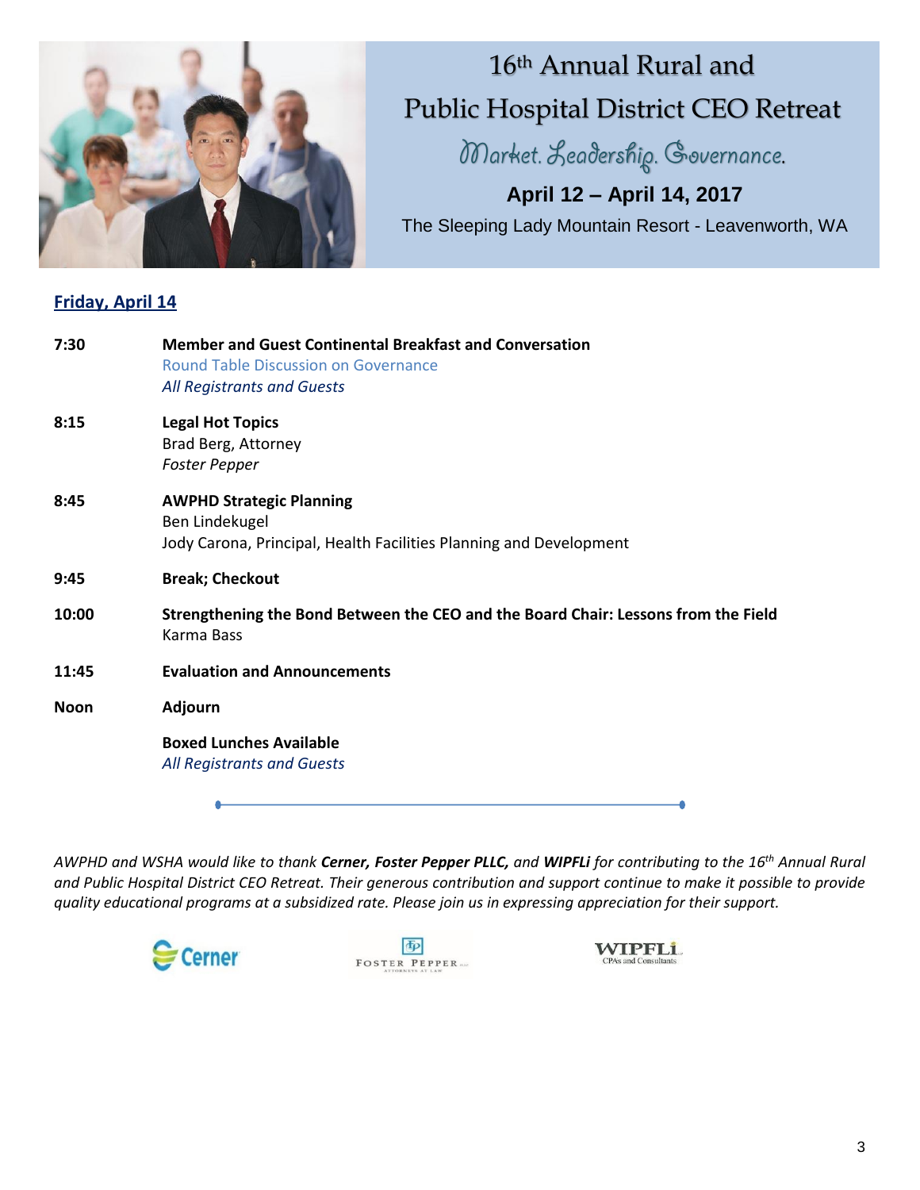# 16th Annual Rural and Public Hospital District CEO Retreat

*Market. Leadership. Governance.*

**April 12 – April 14, 2017**

The Sleeping Lady Mountain Resort - Leavenworth, WA

## Friday, April 14

| | |
|---|---|
| **7:30** | **Member and Guest Continental Breakfast and Conversation**<br>Round Table Discussion on Governance<br>*All Registrants and Guests* |
| **8:15** | **Legal Hot Topics**<br>Brad Berg, Attorney<br>*Foster Pepper* |
| **8:45** | **AWPHD Strategic Planning**<br>Ben Lindekugel<br>Jody Carona, Principal, Health Facilities Planning and Development |
| **9:45** | **Break; Checkout** |
| **10:00** | **Strengthening the Bond Between the CEO and the Board Chair: Lessons from the Field**<br>Karma Bass |
| **11:45** | **Evaluation and Announcements** |
| **Noon** | **Adjourn** |
| | **Boxed Lunches Available**<br>*All Registrants and Guests* |

*AWPHD and WSHA would like to thank **Cerner, Foster Pepper PLLC,** and **WIPFLi** for contributing to the 16th Annual Rural and Public Hospital District CEO Retreat. Their generous contribution and support continue to make it possible to provide quality educational programs at a subsidized rate. Please join us in expressing appreciation for their support.*

Cerner

Foster Pepper Attorneys at Law

WIPFLi CPAs and Consultants